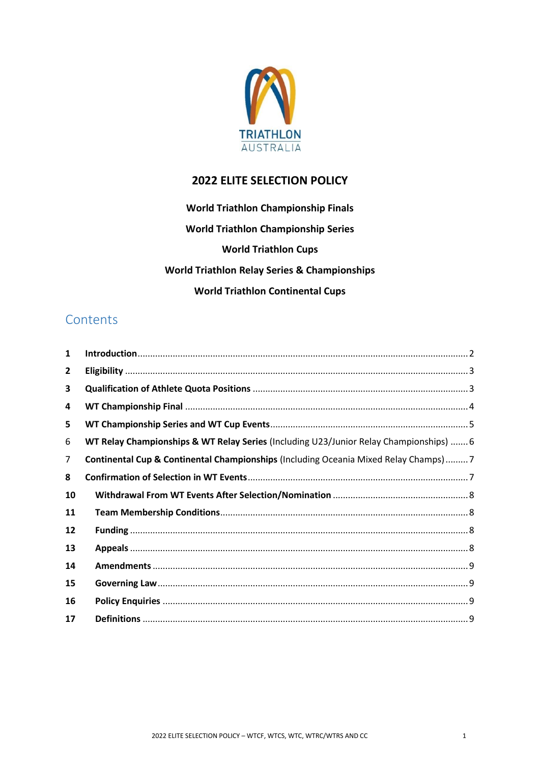TRIATHLON AUSTRALIA

# 2022 ELITE SELECTION POLICY

**World Triathlon Championship Finals**

**World Triathlon Championship Series**

**World Triathlon Cups**

**World Triathlon Relay Series & Championships**

**World Triathlon Continental Cups**

## Contents

| | | |
|---|---|---|
| **1** | **Introduction** | 2 |
| **2** | **Eligibility** | 3 |
| **3** | **Qualification of Athlete Quota Positions** | 3 |
| **4** | **WT Championship Final** | 4 |
| **5** | **WT Championship Series and WT Cup Events** | 5 |
| 6 | **WT Relay Championships & WT Relay Series** (Including U23/Junior Relay Championships) | 6 |
| 7 | **Continental Cup & Continental Championships** (Including Oceania Mixed Relay Champs) | 7 |
| **8** | **Confirmation of Selection in WT Events** | 7 |
| **10** | **Withdrawal From WT Events After Selection/Nomination** | 8 |
| **11** | **Team Membership Conditions** | 8 |
| **12** | **Funding** | 8 |
| **13** | **Appeals** | 8 |
| **14** | **Amendments** | 9 |
| **15** | **Governing Law** | 9 |
| **16** | **Policy Enquiries** | 9 |
| **17** | **Definitions** | 9 |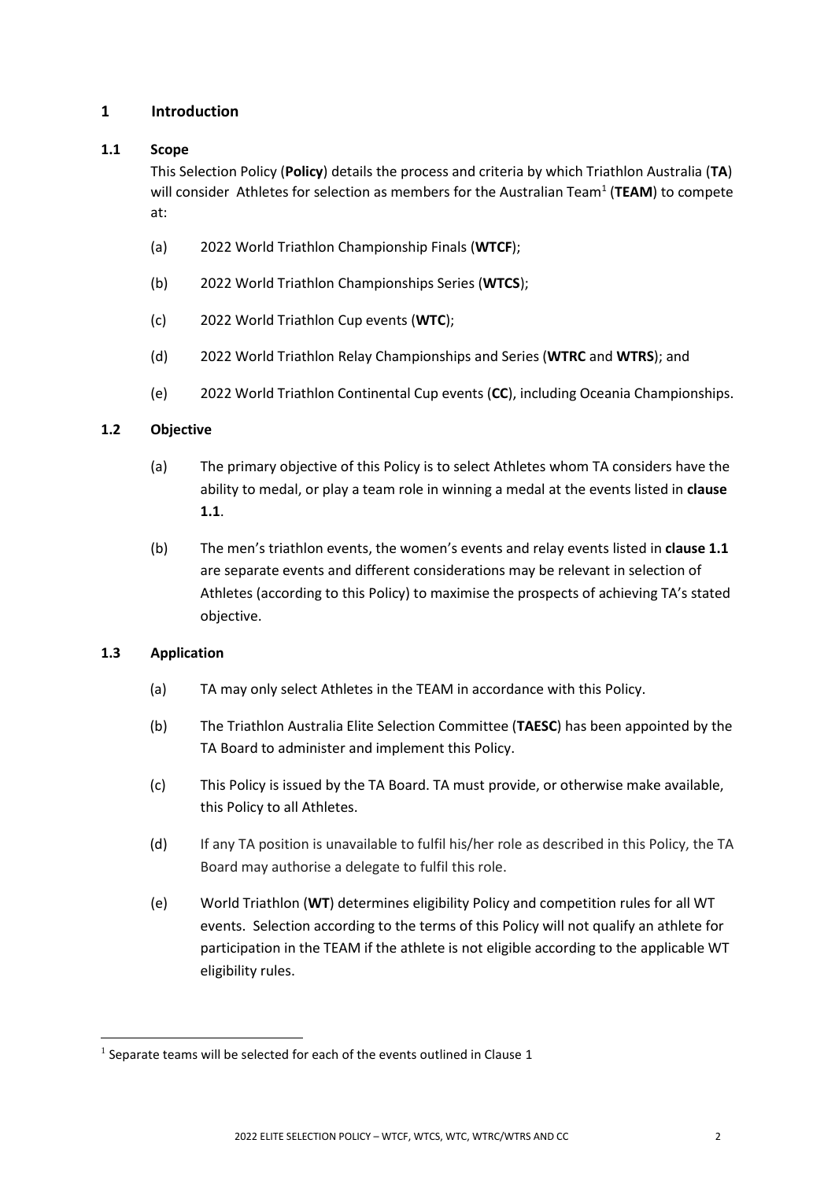## 1 Introduction

### 1.1 Scope

This Selection Policy (**Policy**) details the process and criteria by which Triathlon Australia (**TA**) will consider Athletes for selection as members for the Australian Team[1] (**TEAM**) to compete at:

(a) 2022 World Triathlon Championship Finals (**WTCF**);

(b) 2022 World Triathlon Championships Series (**WTCS**);

(c) 2022 World Triathlon Cup events (**WTC**);

(d) 2022 World Triathlon Relay Championships and Series (**WTRC** and **WTRS**); and

(e) 2022 World Triathlon Continental Cup events (**CC**), including Oceania Championships.

### 1.2 Objective

(a) The primary objective of this Policy is to select Athletes whom TA considers have the ability to medal, or play a team role in winning a medal at the events listed in **clause 1.1**.

(b) The men's triathlon events, the women's events and relay events listed in **clause 1.1** are separate events and different considerations may be relevant in selection of Athletes (according to this Policy) to maximise the prospects of achieving TA's stated objective.

### 1.3 Application

(a) TA may only select Athletes in the TEAM in accordance with this Policy.

(b) The Triathlon Australia Elite Selection Committee (**TAESC**) has been appointed by the TA Board to administer and implement this Policy.

(c) This Policy is issued by the TA Board. TA must provide, or otherwise make available, this Policy to all Athletes.

(d) If any TA position is unavailable to fulfil his/her role as described in this Policy, the TA Board may authorise a delegate to fulfil this role.

(e) World Triathlon (**WT**) determines eligibility Policy and competition rules for all WT events. Selection according to the terms of this Policy will not qualify an athlete for participation in the TEAM if the athlete is not eligible according to the applicable WT eligibility rules.

---

[1] Separate teams will be selected for each of the events outlined in Clause 1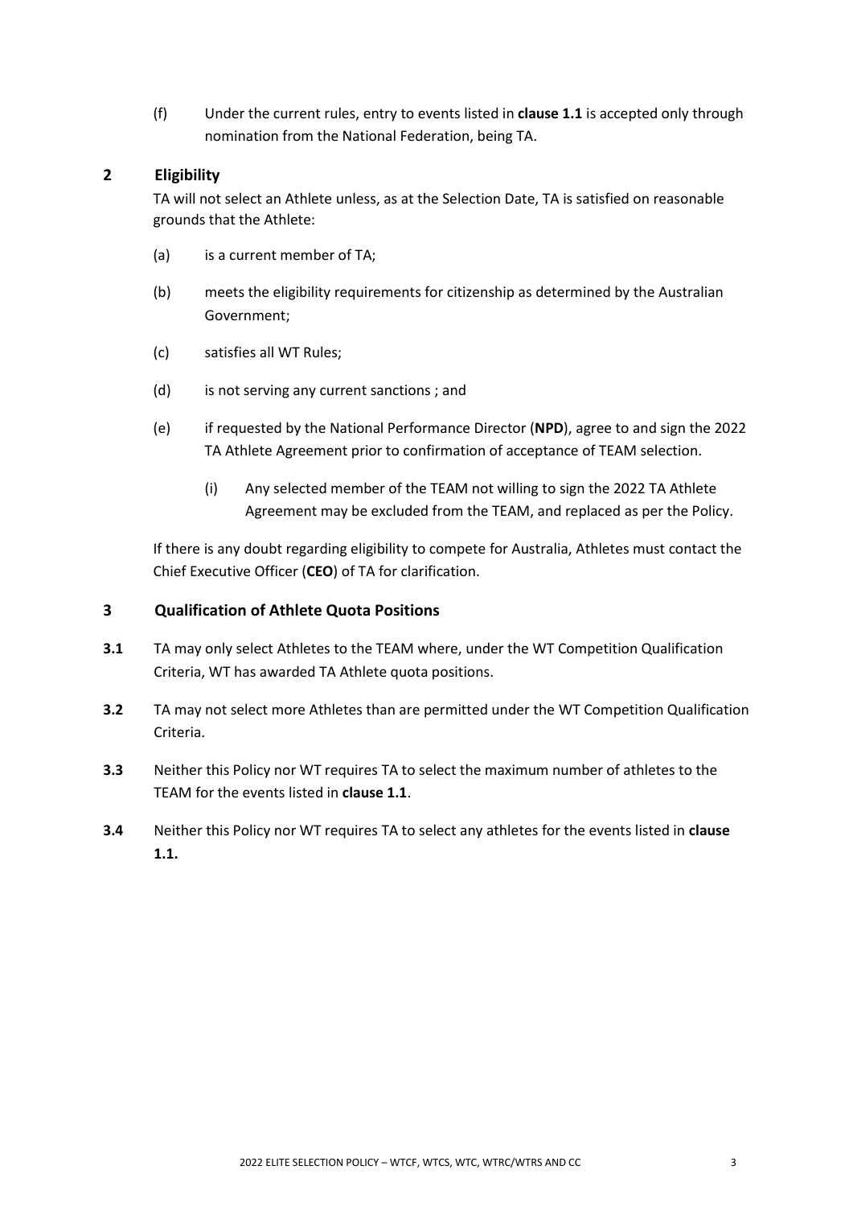(f) Under the current rules, entry to events listed in **clause 1.1** is accepted only through nomination from the National Federation, being TA.

## 2 Eligibility

TA will not select an Athlete unless, as at the Selection Date, TA is satisfied on reasonable grounds that the Athlete:

(a) is a current member of TA;

(b) meets the eligibility requirements for citizenship as determined by the Australian Government;

(c) satisfies all WT Rules;

(d) is not serving any current sanctions ; and

(e) if requested by the National Performance Director (**NPD**), agree to and sign the 2022 TA Athlete Agreement prior to confirmation of acceptance of TEAM selection.

(i) Any selected member of the TEAM not willing to sign the 2022 TA Athlete Agreement may be excluded from the TEAM, and replaced as per the Policy.

If there is any doubt regarding eligibility to compete for Australia, Athletes must contact the Chief Executive Officer (**CEO**) of TA for clarification.

## 3 Qualification of Athlete Quota Positions

**3.1** TA may only select Athletes to the TEAM where, under the WT Competition Qualification Criteria, WT has awarded TA Athlete quota positions.

**3.2** TA may not select more Athletes than are permitted under the WT Competition Qualification Criteria.

**3.3** Neither this Policy nor WT requires TA to select the maximum number of athletes to the TEAM for the events listed in **clause 1.1**.

**3.4** Neither this Policy nor WT requires TA to select any athletes for the events listed in **clause 1.1.**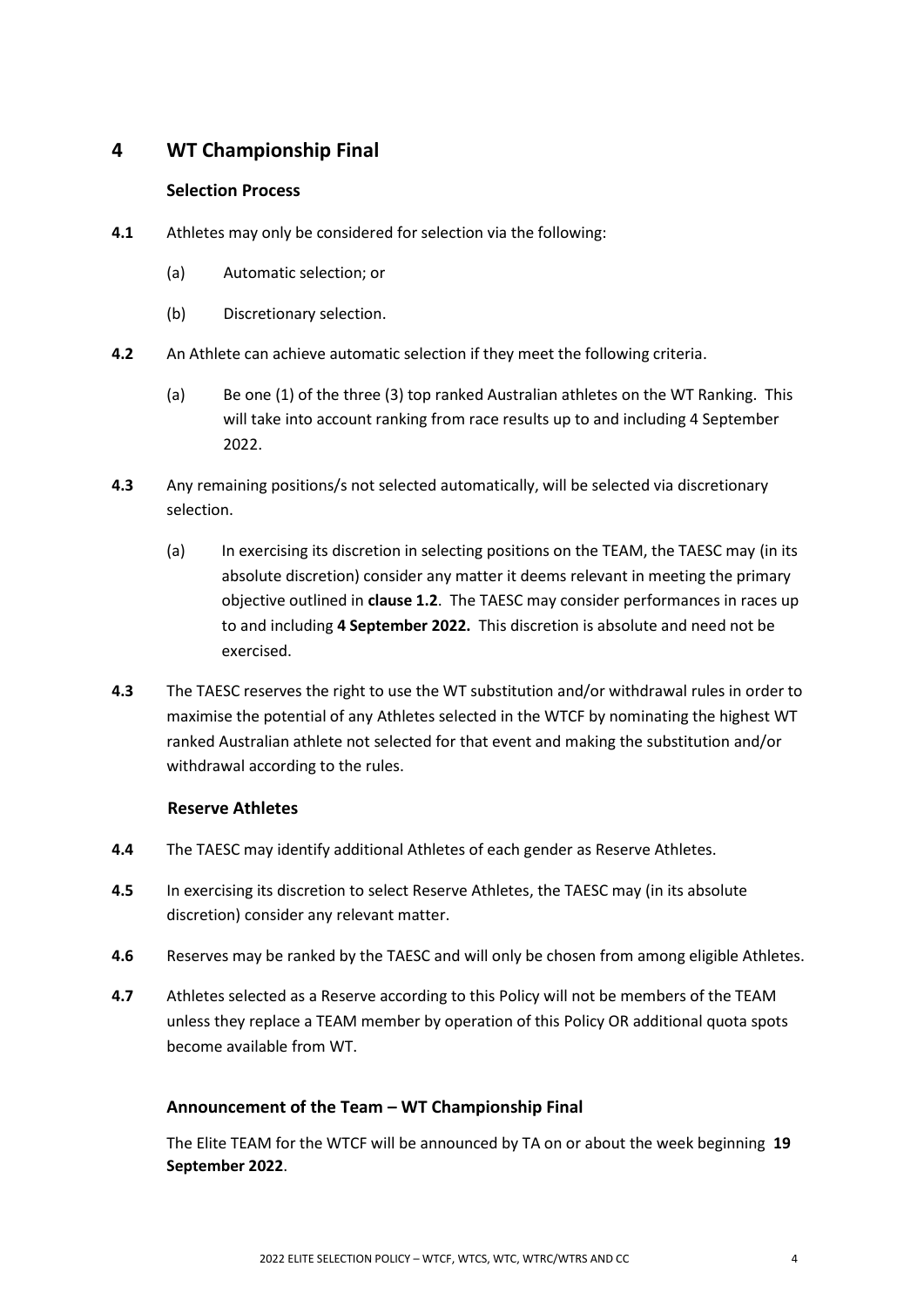# 4 WT Championship Final

### Selection Process

**4.1** Athletes may only be considered for selection via the following:

(a) Automatic selection; or

(b) Discretionary selection.

**4.2** An Athlete can achieve automatic selection if they meet the following criteria.

(a) Be one (1) of the three (3) top ranked Australian athletes on the WT Ranking. This will take into account ranking from race results up to and including 4 September 2022.

**4.3** Any remaining positions/s not selected automatically, will be selected via discretionary selection.

(a) In exercising its discretion in selecting positions on the TEAM, the TAESC may (in its absolute discretion) consider any matter it deems relevant in meeting the primary objective outlined in **clause 1.2**. The TAESC may consider performances in races up to and including **4 September 2022.** This discretion is absolute and need not be exercised.

**4.3** The TAESC reserves the right to use the WT substitution and/or withdrawal rules in order to maximise the potential of any Athletes selected in the WTCF by nominating the highest WT ranked Australian athlete not selected for that event and making the substitution and/or withdrawal according to the rules.

### Reserve Athletes

**4.4** The TAESC may identify additional Athletes of each gender as Reserve Athletes.

**4.5** In exercising its discretion to select Reserve Athletes, the TAESC may (in its absolute discretion) consider any relevant matter.

**4.6** Reserves may be ranked by the TAESC and will only be chosen from among eligible Athletes.

**4.7** Athletes selected as a Reserve according to this Policy will not be members of the TEAM unless they replace a TEAM member by operation of this Policy OR additional quota spots become available from WT.

### Announcement of the Team – WT Championship Final

The Elite TEAM for the WTCF will be announced by TA on or about the week beginning **19 September 2022**.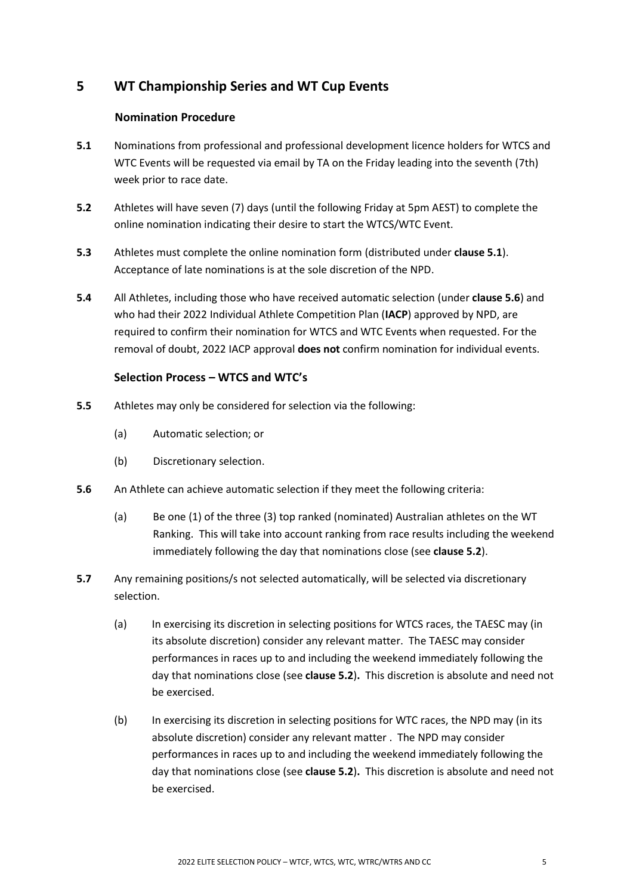## 5 WT Championship Series and WT Cup Events

### Nomination Procedure

**5.1** Nominations from professional and professional development licence holders for WTCS and WTC Events will be requested via email by TA on the Friday leading into the seventh (7th) week prior to race date.

**5.2** Athletes will have seven (7) days (until the following Friday at 5pm AEST) to complete the online nomination indicating their desire to start the WTCS/WTC Event.

**5.3** Athletes must complete the online nomination form (distributed under **clause 5.1**). Acceptance of late nominations is at the sole discretion of the NPD.

**5.4** All Athletes, including those who have received automatic selection (under **clause 5.6**) and who had their 2022 Individual Athlete Competition Plan (**IACP**) approved by NPD, are required to confirm their nomination for WTCS and WTC Events when requested. For the removal of doubt, 2022 IACP approval **does not** confirm nomination for individual events.

### Selection Process – WTCS and WTC's

**5.5** Athletes may only be considered for selection via the following:

(a) Automatic selection; or

(b) Discretionary selection.

**5.6** An Athlete can achieve automatic selection if they meet the following criteria:

(a) Be one (1) of the three (3) top ranked (nominated) Australian athletes on the WT Ranking. This will take into account ranking from race results including the weekend immediately following the day that nominations close (see **clause 5.2**).

**5.7** Any remaining positions/s not selected automatically, will be selected via discretionary selection.

(a) In exercising its discretion in selecting positions for WTCS races, the TAESC may (in its absolute discretion) consider any relevant matter. The TAESC may consider performances in races up to and including the weekend immediately following the day that nominations close (see **clause 5.2**)**.** This discretion is absolute and need not be exercised.

(b) In exercising its discretion in selecting positions for WTC races, the NPD may (in its absolute discretion) consider any relevant matter . The NPD may consider performances in races up to and including the weekend immediately following the day that nominations close (see **clause 5.2**)**.** This discretion is absolute and need not be exercised.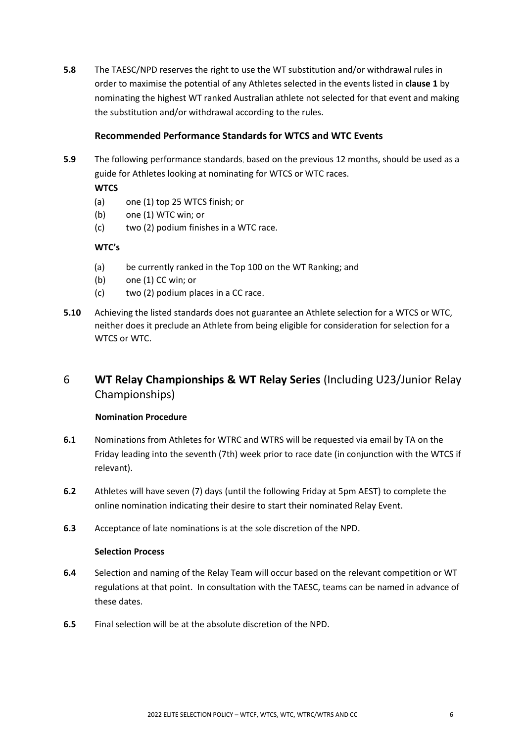**5.8** The TAESC/NPD reserves the right to use the WT substitution and/or withdrawal rules in order to maximise the potential of any Athletes selected in the events listed in **clause 1** by nominating the highest WT ranked Australian athlete not selected for that event and making the substitution and/or withdrawal according to the rules.

### Recommended Performance Standards for WTCS and WTC Events

**5.9** The following performance standards, based on the previous 12 months, should be used as a guide for Athletes looking at nominating for WTCS or WTC races.

**WTCS**

(a) one (1) top 25 WTCS finish; or

(b) one (1) WTC win; or

(c) two (2) podium finishes in a WTC race.

**WTC's**

(a) be currently ranked in the Top 100 on the WT Ranking; and

(b) one (1) CC win; or

(c) two (2) podium places in a CC race.

**5.10** Achieving the listed standards does not guarantee an Athlete selection for a WTCS or WTC, neither does it preclude an Athlete from being eligible for consideration for selection for a WTCS or WTC.

## 6 WT Relay Championships & WT Relay Series (Including U23/Junior Relay Championships)

### Nomination Procedure

**6.1** Nominations from Athletes for WTRC and WTRS will be requested via email by TA on the Friday leading into the seventh (7th) week prior to race date (in conjunction with the WTCS if relevant).

**6.2** Athletes will have seven (7) days (until the following Friday at 5pm AEST) to complete the online nomination indicating their desire to start their nominated Relay Event.

**6.3** Acceptance of late nominations is at the sole discretion of the NPD.

### Selection Process

**6.4** Selection and naming of the Relay Team will occur based on the relevant competition or WT regulations at that point. In consultation with the TAESC, teams can be named in advance of these dates.

**6.5** Final selection will be at the absolute discretion of the NPD.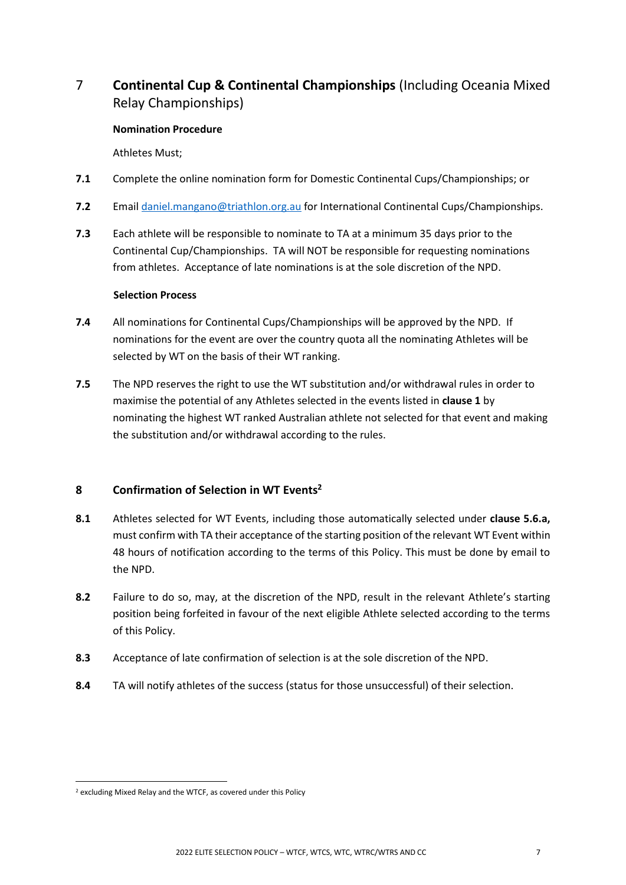## 7 **Continental Cup & Continental Championships** (Including Oceania Mixed Relay Championships)

**Nomination Procedure**

Athletes Must;

**7.1** Complete the online nomination form for Domestic Continental Cups/Championships; or

**7.2** Email daniel.mangano@triathlon.org.au for International Continental Cups/Championships.

**7.3** Each athlete will be responsible to nominate to TA at a minimum 35 days prior to the Continental Cup/Championships. TA will NOT be responsible for requesting nominations from athletes. Acceptance of late nominations is at the sole discretion of the NPD.

**Selection Process**

**7.4** All nominations for Continental Cups/Championships will be approved by the NPD. If nominations for the event are over the country quota all the nominating Athletes will be selected by WT on the basis of their WT ranking.

**7.5** The NPD reserves the right to use the WT substitution and/or withdrawal rules in order to maximise the potential of any Athletes selected in the events listed in **clause 1** by nominating the highest WT ranked Australian athlete not selected for that event and making the substitution and/or withdrawal according to the rules.

## 8 **Confirmation of Selection in WT Events**[2]

**8.1** Athletes selected for WT Events, including those automatically selected under **clause 5.6.a,** must confirm with TA their acceptance of the starting position of the relevant WT Event within 48 hours of notification according to the terms of this Policy. This must be done by email to the NPD.

**8.2** Failure to do so, may, at the discretion of the NPD, result in the relevant Athlete's starting position being forfeited in favour of the next eligible Athlete selected according to the terms of this Policy.

**8.3** Acceptance of late confirmation of selection is at the sole discretion of the NPD.

**8.4** TA will notify athletes of the success (status for those unsuccessful) of their selection.

[2] excluding Mixed Relay and the WTCF, as covered under this Policy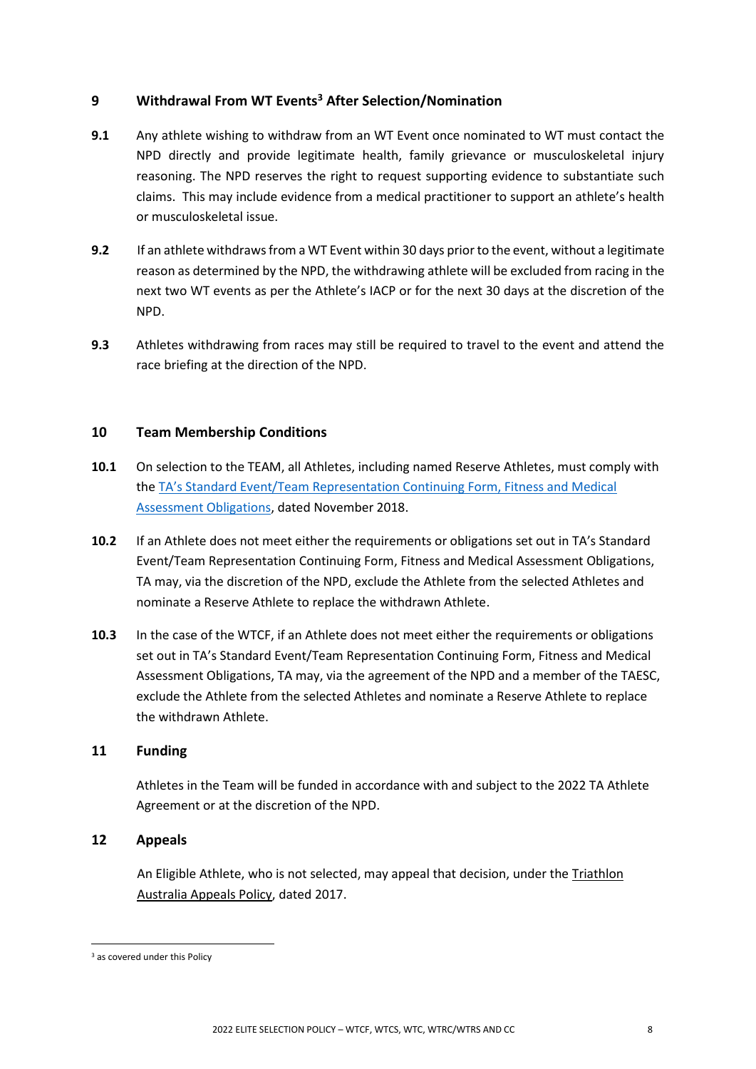## 9 Withdrawal From WT Events[3] After Selection/Nomination

**9.1** Any athlete wishing to withdraw from an WT Event once nominated to WT must contact the NPD directly and provide legitimate health, family grievance or musculoskeletal injury reasoning. The NPD reserves the right to request supporting evidence to substantiate such claims. This may include evidence from a medical practitioner to support an athlete's health or musculoskeletal issue.

**9.2** If an athlete withdraws from a WT Event within 30 days prior to the event, without a legitimate reason as determined by the NPD, the withdrawing athlete will be excluded from racing in the next two WT events as per the Athlete's IACP or for the next 30 days at the discretion of the NPD.

**9.3** Athletes withdrawing from races may still be required to travel to the event and attend the race briefing at the direction of the NPD.

## 10 Team Membership Conditions

**10.1** On selection to the TEAM, all Athletes, including named Reserve Athletes, must comply with the TA's Standard Event/Team Representation Continuing Form, Fitness and Medical Assessment Obligations, dated November 2018.

**10.2** If an Athlete does not meet either the requirements or obligations set out in TA's Standard Event/Team Representation Continuing Form, Fitness and Medical Assessment Obligations, TA may, via the discretion of the NPD, exclude the Athlete from the selected Athletes and nominate a Reserve Athlete to replace the withdrawn Athlete.

**10.3** In the case of the WTCF, if an Athlete does not meet either the requirements or obligations set out in TA's Standard Event/Team Representation Continuing Form, Fitness and Medical Assessment Obligations, TA may, via the agreement of the NPD and a member of the TAESC, exclude the Athlete from the selected Athletes and nominate a Reserve Athlete to replace the withdrawn Athlete.

## 11 Funding

Athletes in the Team will be funded in accordance with and subject to the 2022 TA Athlete Agreement or at the discretion of the NPD.

## 12 Appeals

An Eligible Athlete, who is not selected, may appeal that decision, under the Triathlon Australia Appeals Policy, dated 2017.

---

[3] as covered under this Policy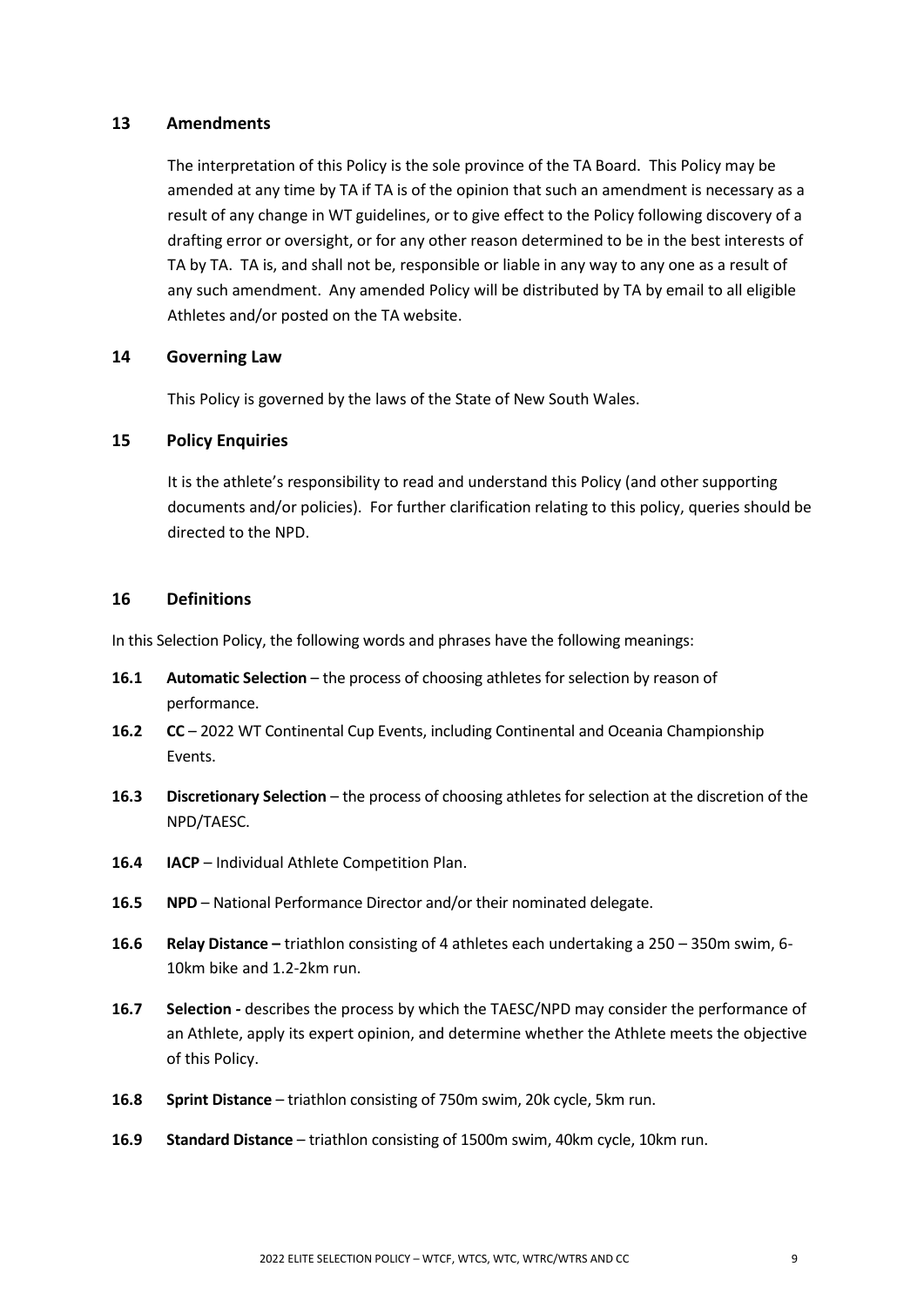## 13 Amendments

The interpretation of this Policy is the sole province of the TA Board. This Policy may be amended at any time by TA if TA is of the opinion that such an amendment is necessary as a result of any change in WT guidelines, or to give effect to the Policy following discovery of a drafting error or oversight, or for any other reason determined to be in the best interests of TA by TA. TA is, and shall not be, responsible or liable in any way to any one as a result of any such amendment. Any amended Policy will be distributed by TA by email to all eligible Athletes and/or posted on the TA website.

## 14 Governing Law

This Policy is governed by the laws of the State of New South Wales.

## 15 Policy Enquiries

It is the athlete's responsibility to read and understand this Policy (and other supporting documents and/or policies). For further clarification relating to this policy, queries should be directed to the NPD.

## 16 Definitions

In this Selection Policy, the following words and phrases have the following meanings:

**16.1** **Automatic Selection** – the process of choosing athletes for selection by reason of performance.

**16.2** **CC** – 2022 WT Continental Cup Events, including Continental and Oceania Championship Events.

**16.3** **Discretionary Selection** – the process of choosing athletes for selection at the discretion of the NPD/TAESC.

**16.4** **IACP** – Individual Athlete Competition Plan.

**16.5** **NPD** – National Performance Director and/or their nominated delegate.

**16.6** **Relay Distance –** triathlon consisting of 4 athletes each undertaking a 250 – 350m swim, 6-10km bike and 1.2-2km run.

**16.7** **Selection -** describes the process by which the TAESC/NPD may consider the performance of an Athlete, apply its expert opinion, and determine whether the Athlete meets the objective of this Policy.

**16.8** **Sprint Distance** – triathlon consisting of 750m swim, 20k cycle, 5km run.

**16.9** **Standard Distance** – triathlon consisting of 1500m swim, 40km cycle, 10km run.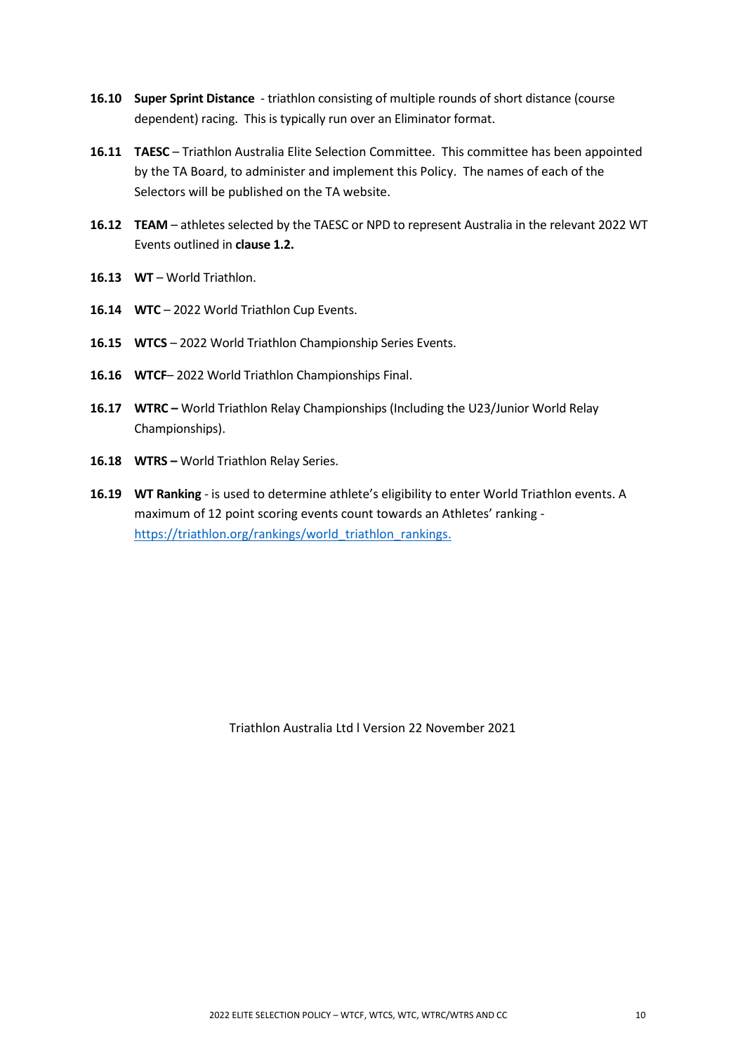**16.10 Super Sprint Distance** - triathlon consisting of multiple rounds of short distance (course dependent) racing. This is typically run over an Eliminator format.

**16.11 TAESC** – Triathlon Australia Elite Selection Committee. This committee has been appointed by the TA Board, to administer and implement this Policy. The names of each of the Selectors will be published on the TA website.

**16.12 TEAM** – athletes selected by the TAESC or NPD to represent Australia in the relevant 2022 WT Events outlined in **clause 1.2.**

**16.13 WT** – World Triathlon.

**16.14 WTC** – 2022 World Triathlon Cup Events.

**16.15 WTCS** – 2022 World Triathlon Championship Series Events.

**16.16 WTCF**– 2022 World Triathlon Championships Final.

**16.17 WTRC –** World Triathlon Relay Championships (Including the U23/Junior World Relay Championships).

**16.18 WTRS –** World Triathlon Relay Series.

**16.19 WT Ranking** - is used to determine athlete's eligibility to enter World Triathlon events. A maximum of 12 point scoring events count towards an Athletes' ranking - https://triathlon.org/rankings/world_triathlon_rankings.

Triathlon Australia Ltd l Version 22 November 2021